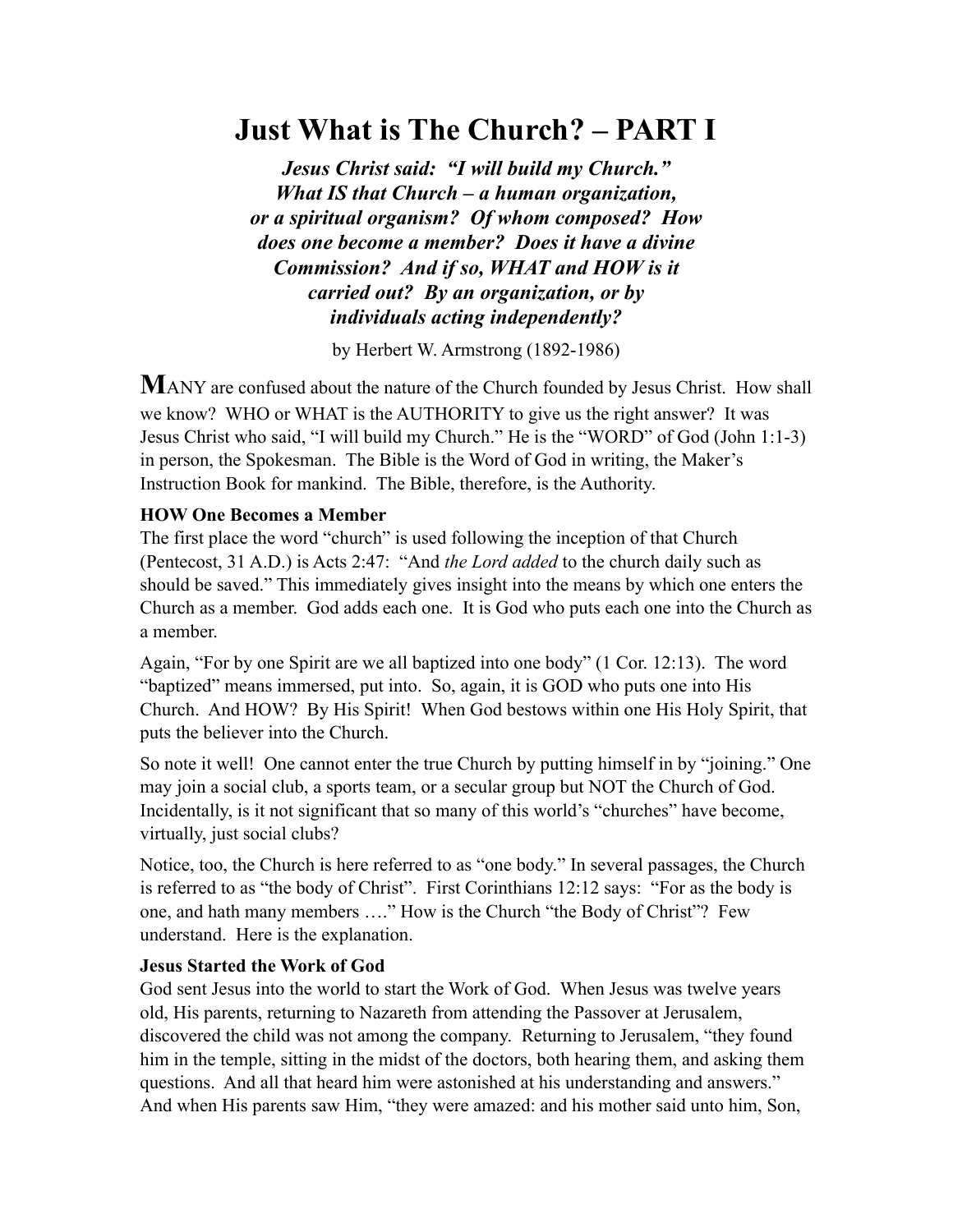# Just What is The Church? – PART I

***Jesus Christ said: "I will build my Church." What IS that Church – a human organization, or a spiritual organism? Of whom composed? How does one become a member? Does it have a divine Commission? And if so, WHAT and HOW is it carried out? By an organization, or by individuals acting independently?***

by Herbert W. Armstrong (1892-1986)

**M**ANY are confused about the nature of the Church founded by Jesus Christ. How shall we know? WHO or WHAT is the AUTHORITY to give us the right answer? It was Jesus Christ who said, "I will build my Church." He is the "WORD" of God (John 1:1-3) in person, the Spokesman. The Bible is the Word of God in writing, the Maker's Instruction Book for mankind. The Bible, therefore, is the Authority.

**HOW One Becomes a Member**

The first place the word "church" is used following the inception of that Church (Pentecost, 31 A.D.) is Acts 2:47: "And *the Lord added* to the church daily such as should be saved." This immediately gives insight into the means by which one enters the Church as a member. God adds each one. It is God who puts each one into the Church as a member.

Again, "For by one Spirit are we all baptized into one body" (1 Cor. 12:13). The word "baptized" means immersed, put into. So, again, it is GOD who puts one into His Church. And HOW? By His Spirit! When God bestows within one His Holy Spirit, that puts the believer into the Church.

So note it well! One cannot enter the true Church by putting himself in by "joining." One may join a social club, a sports team, or a secular group but NOT the Church of God. Incidentally, is it not significant that so many of this world's "churches" have become, virtually, just social clubs?

Notice, too, the Church is here referred to as "one body." In several passages, the Church is referred to as "the body of Christ". First Corinthians 12:12 says: "For as the body is one, and hath many members …." How is the Church "the Body of Christ"? Few understand. Here is the explanation.

**Jesus Started the Work of God**

God sent Jesus into the world to start the Work of God. When Jesus was twelve years old, His parents, returning to Nazareth from attending the Passover at Jerusalem, discovered the child was not among the company. Returning to Jerusalem, "they found him in the temple, sitting in the midst of the doctors, both hearing them, and asking them questions. And all that heard him were astonished at his understanding and answers." And when His parents saw Him, "they were amazed: and his mother said unto him, Son,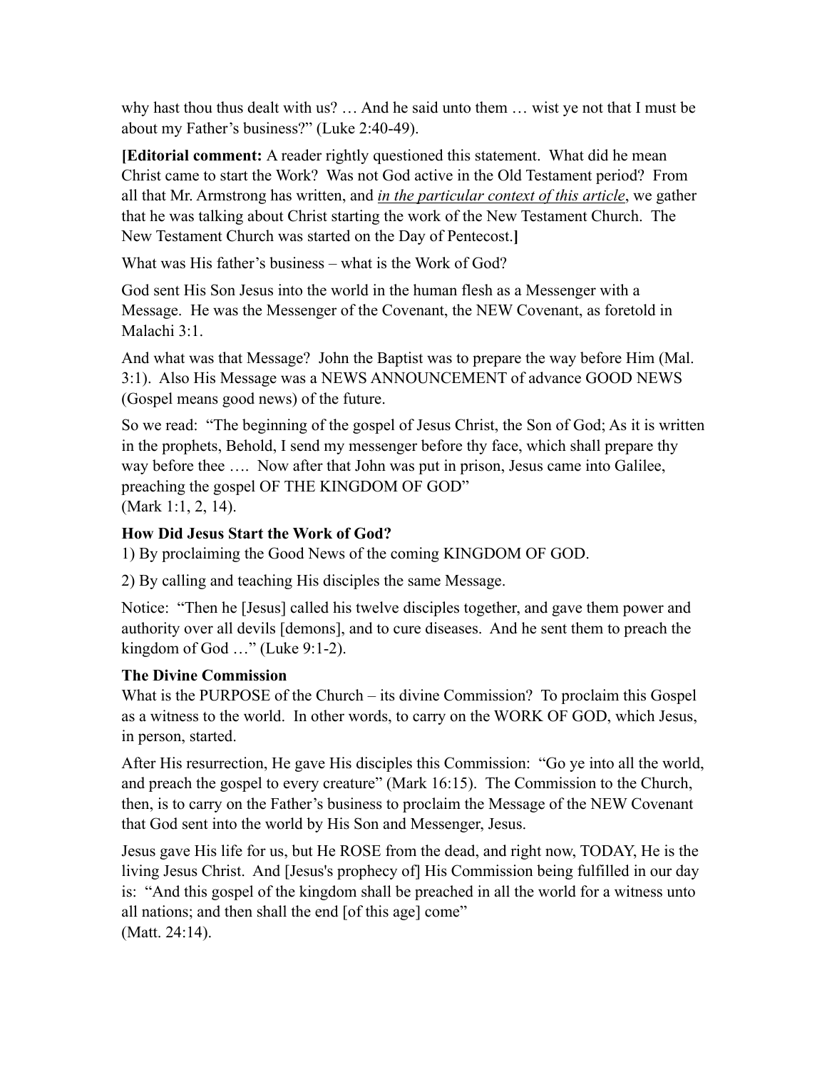why hast thou thus dealt with us? … And he said unto them … wist ye not that I must be about my Father's business?" (Luke 2:40-49).

**[Editorial comment:** A reader rightly questioned this statement. What did he mean Christ came to start the Work? Was not God active in the Old Testament period? From all that Mr. Armstrong has written, and ***in the particular context of this article***, we gather that he was talking about Christ starting the work of the New Testament Church. The New Testament Church was started on the Day of Pentecost.**]**

What was His father's business – what is the Work of God?

God sent His Son Jesus into the world in the human flesh as a Messenger with a Message. He was the Messenger of the Covenant, the NEW Covenant, as foretold in Malachi 3:1.

And what was that Message? John the Baptist was to prepare the way before Him (Mal. 3:1). Also His Message was a NEWS ANNOUNCEMENT of advance GOOD NEWS (Gospel means good news) of the future.

So we read: "The beginning of the gospel of Jesus Christ, the Son of God; As it is written in the prophets, Behold, I send my messenger before thy face, which shall prepare thy way before thee …. Now after that John was put in prison, Jesus came into Galilee, preaching the gospel OF THE KINGDOM OF GOD"
(Mark 1:1, 2, 14).

### How Did Jesus Start the Work of God?

1) By proclaiming the Good News of the coming KINGDOM OF GOD.

2) By calling and teaching His disciples the same Message.

Notice: "Then he [Jesus] called his twelve disciples together, and gave them power and authority over all devils [demons], and to cure diseases. And he sent them to preach the kingdom of God …" (Luke 9:1-2).

### The Divine Commission

What is the PURPOSE of the Church – its divine Commission? To proclaim this Gospel as a witness to the world. In other words, to carry on the WORK OF GOD, which Jesus, in person, started.

After His resurrection, He gave His disciples this Commission: "Go ye into all the world, and preach the gospel to every creature" (Mark 16:15). The Commission to the Church, then, is to carry on the Father's business to proclaim the Message of the NEW Covenant that God sent into the world by His Son and Messenger, Jesus.

Jesus gave His life for us, but He ROSE from the dead, and right now, TODAY, He is the living Jesus Christ. And [Jesus's prophecy of] His Commission being fulfilled in our day is: "And this gospel of the kingdom shall be preached in all the world for a witness unto all nations; and then shall the end [of this age] come"
(Matt. 24:14).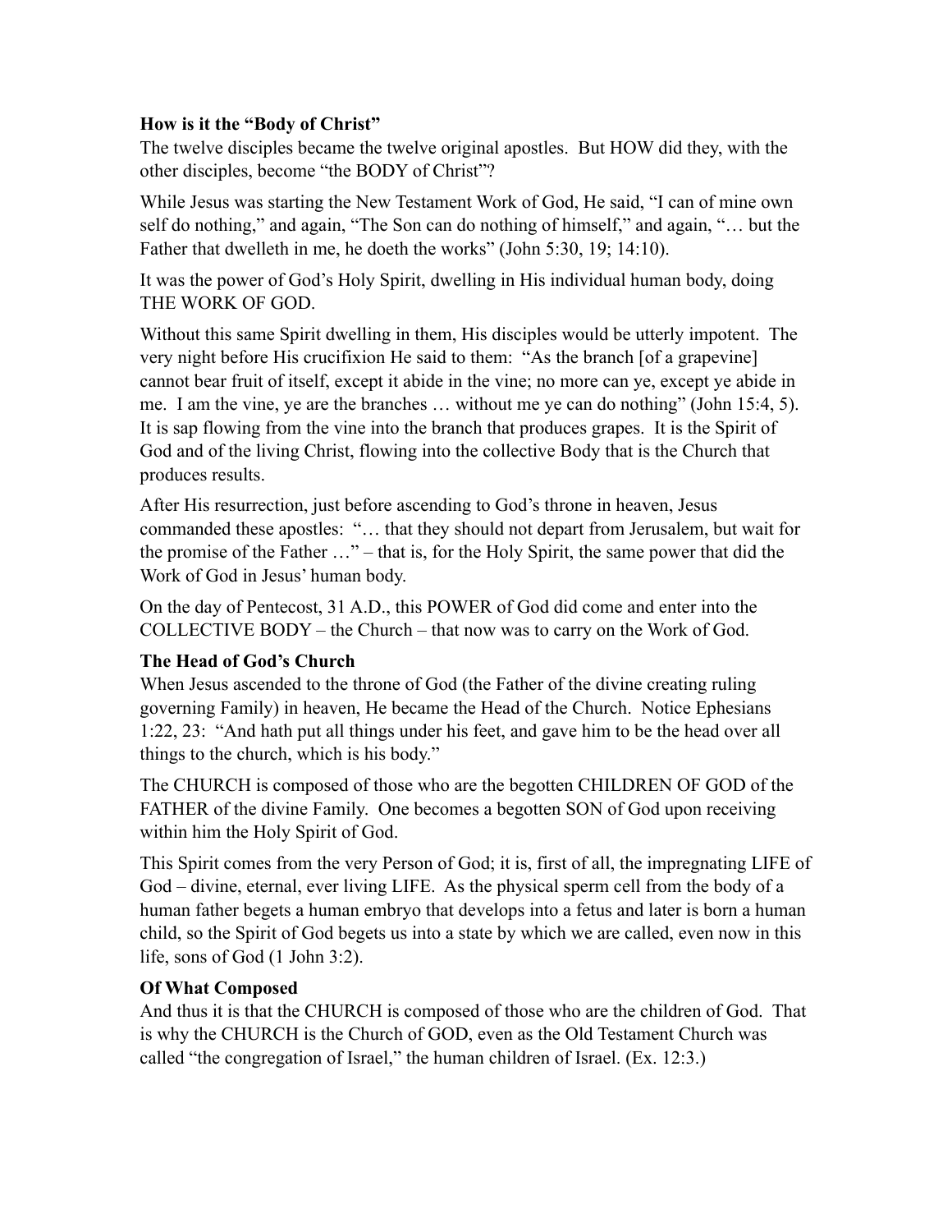**How is it the "Body of Christ"**

The twelve disciples became the twelve original apostles. But HOW did they, with the other disciples, become "the BODY of Christ"?

While Jesus was starting the New Testament Work of God, He said, "I can of mine own self do nothing," and again, "The Son can do nothing of himself," and again, "… but the Father that dwelleth in me, he doeth the works" (John 5:30, 19; 14:10).

It was the power of God's Holy Spirit, dwelling in His individual human body, doing THE WORK OF GOD.

Without this same Spirit dwelling in them, His disciples would be utterly impotent. The very night before His crucifixion He said to them: "As the branch [of a grapevine] cannot bear fruit of itself, except it abide in the vine; no more can ye, except ye abide in me. I am the vine, ye are the branches … without me ye can do nothing" (John 15:4, 5). It is sap flowing from the vine into the branch that produces grapes. It is the Spirit of God and of the living Christ, flowing into the collective Body that is the Church that produces results.

After His resurrection, just before ascending to God's throne in heaven, Jesus commanded these apostles: "… that they should not depart from Jerusalem, but wait for the promise of the Father …" – that is, for the Holy Spirit, the same power that did the Work of God in Jesus' human body.

On the day of Pentecost, 31 A.D., this POWER of God did come and enter into the COLLECTIVE BODY – the Church – that now was to carry on the Work of God.

**The Head of God's Church**

When Jesus ascended to the throne of God (the Father of the divine creating ruling governing Family) in heaven, He became the Head of the Church. Notice Ephesians 1:22, 23: "And hath put all things under his feet, and gave him to be the head over all things to the church, which is his body."

The CHURCH is composed of those who are the begotten CHILDREN OF GOD of the FATHER of the divine Family. One becomes a begotten SON of God upon receiving within him the Holy Spirit of God.

This Spirit comes from the very Person of God; it is, first of all, the impregnating LIFE of God – divine, eternal, ever living LIFE. As the physical sperm cell from the body of a human father begets a human embryo that develops into a fetus and later is born a human child, so the Spirit of God begets us into a state by which we are called, even now in this life, sons of God (1 John 3:2).

**Of What Composed**

And thus it is that the CHURCH is composed of those who are the children of God. That is why the CHURCH is the Church of GOD, even as the Old Testament Church was called "the congregation of Israel," the human children of Israel. (Ex. 12:3.)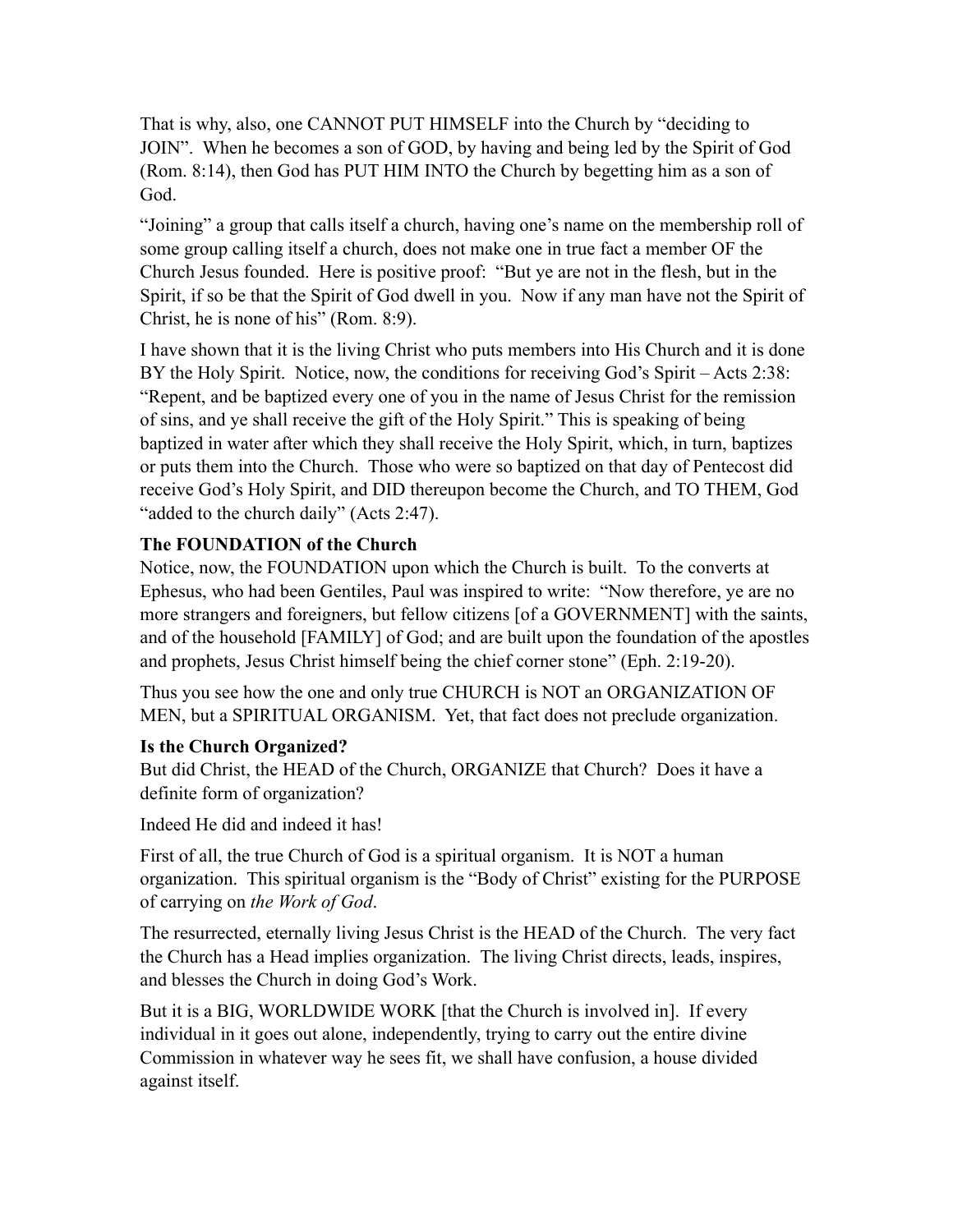That is why, also, one CANNOT PUT HIMSELF into the Church by "deciding to JOIN". When he becomes a son of GOD, by having and being led by the Spirit of God (Rom. 8:14), then God has PUT HIM INTO the Church by begetting him as a son of God.

"Joining" a group that calls itself a church, having one's name on the membership roll of some group calling itself a church, does not make one in true fact a member OF the Church Jesus founded. Here is positive proof: "But ye are not in the flesh, but in the Spirit, if so be that the Spirit of God dwell in you. Now if any man have not the Spirit of Christ, he is none of his" (Rom. 8:9).

I have shown that it is the living Christ who puts members into His Church and it is done BY the Holy Spirit. Notice, now, the conditions for receiving God's Spirit – Acts 2:38: "Repent, and be baptized every one of you in the name of Jesus Christ for the remission of sins, and ye shall receive the gift of the Holy Spirit." This is speaking of being baptized in water after which they shall receive the Holy Spirit, which, in turn, baptizes or puts them into the Church. Those who were so baptized on that day of Pentecost did receive God's Holy Spirit, and DID thereupon become the Church, and TO THEM, God "added to the church daily" (Acts 2:47).

**The FOUNDATION of the Church**

Notice, now, the FOUNDATION upon which the Church is built. To the converts at Ephesus, who had been Gentiles, Paul was inspired to write: "Now therefore, ye are no more strangers and foreigners, but fellow citizens [of a GOVERNMENT] with the saints, and of the household [FAMILY] of God; and are built upon the foundation of the apostles and prophets, Jesus Christ himself being the chief corner stone" (Eph. 2:19-20).

Thus you see how the one and only true CHURCH is NOT an ORGANIZATION OF MEN, but a SPIRITUAL ORGANISM. Yet, that fact does not preclude organization.

**Is the Church Organized?**

But did Christ, the HEAD of the Church, ORGANIZE that Church? Does it have a definite form of organization?

Indeed He did and indeed it has!

First of all, the true Church of God is a spiritual organism. It is NOT a human organization. This spiritual organism is the "Body of Christ" existing for the PURPOSE of carrying on *the Work of God*.

The resurrected, eternally living Jesus Christ is the HEAD of the Church. The very fact the Church has a Head implies organization. The living Christ directs, leads, inspires, and blesses the Church in doing God's Work.

But it is a BIG, WORLDWIDE WORK [that the Church is involved in]. If every individual in it goes out alone, independently, trying to carry out the entire divine Commission in whatever way he sees fit, we shall have confusion, a house divided against itself.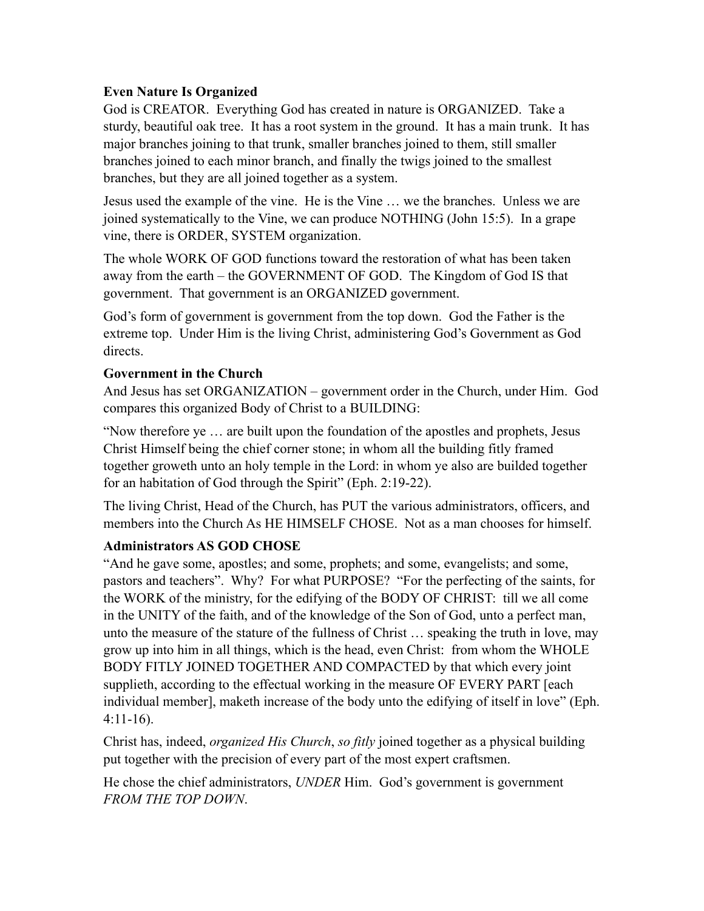**Even Nature Is Organized**

God is CREATOR. Everything God has created in nature is ORGANIZED. Take a sturdy, beautiful oak tree. It has a root system in the ground. It has a main trunk. It has major branches joining to that trunk, smaller branches joined to them, still smaller branches joined to each minor branch, and finally the twigs joined to the smallest branches, but they are all joined together as a system.

Jesus used the example of the vine. He is the Vine … we the branches. Unless we are joined systematically to the Vine, we can produce NOTHING (John 15:5). In a grape vine, there is ORDER, SYSTEM organization.

The whole WORK OF GOD functions toward the restoration of what has been taken away from the earth – the GOVERNMENT OF GOD. The Kingdom of God IS that government. That government is an ORGANIZED government.

God's form of government is government from the top down. God the Father is the extreme top. Under Him is the living Christ, administering God's Government as God directs.

**Government in the Church**

And Jesus has set ORGANIZATION – government order in the Church, under Him. God compares this organized Body of Christ to a BUILDING:

"Now therefore ye … are built upon the foundation of the apostles and prophets, Jesus Christ Himself being the chief corner stone; in whom all the building fitly framed together groweth unto an holy temple in the Lord: in whom ye also are builded together for an habitation of God through the Spirit" (Eph. 2:19-22).

The living Christ, Head of the Church, has PUT the various administrators, officers, and members into the Church As HE HIMSELF CHOSE. Not as a man chooses for himself.

**Administrators AS GOD CHOSE**

"And he gave some, apostles; and some, prophets; and some, evangelists; and some, pastors and teachers". Why? For what PURPOSE? "For the perfecting of the saints, for the WORK of the ministry, for the edifying of the BODY OF CHRIST: till we all come in the UNITY of the faith, and of the knowledge of the Son of God, unto a perfect man, unto the measure of the stature of the fullness of Christ … speaking the truth in love, may grow up into him in all things, which is the head, even Christ: from whom the WHOLE BODY FITLY JOINED TOGETHER AND COMPACTED by that which every joint supplieth, according to the effectual working in the measure OF EVERY PART [each individual member], maketh increase of the body unto the edifying of itself in love" (Eph. 4:11-16).

Christ has, indeed, *organized His Church*, *so fitly* joined together as a physical building put together with the precision of every part of the most expert craftsmen.

He chose the chief administrators, *UNDER* Him. God's government is government *FROM THE TOP DOWN*.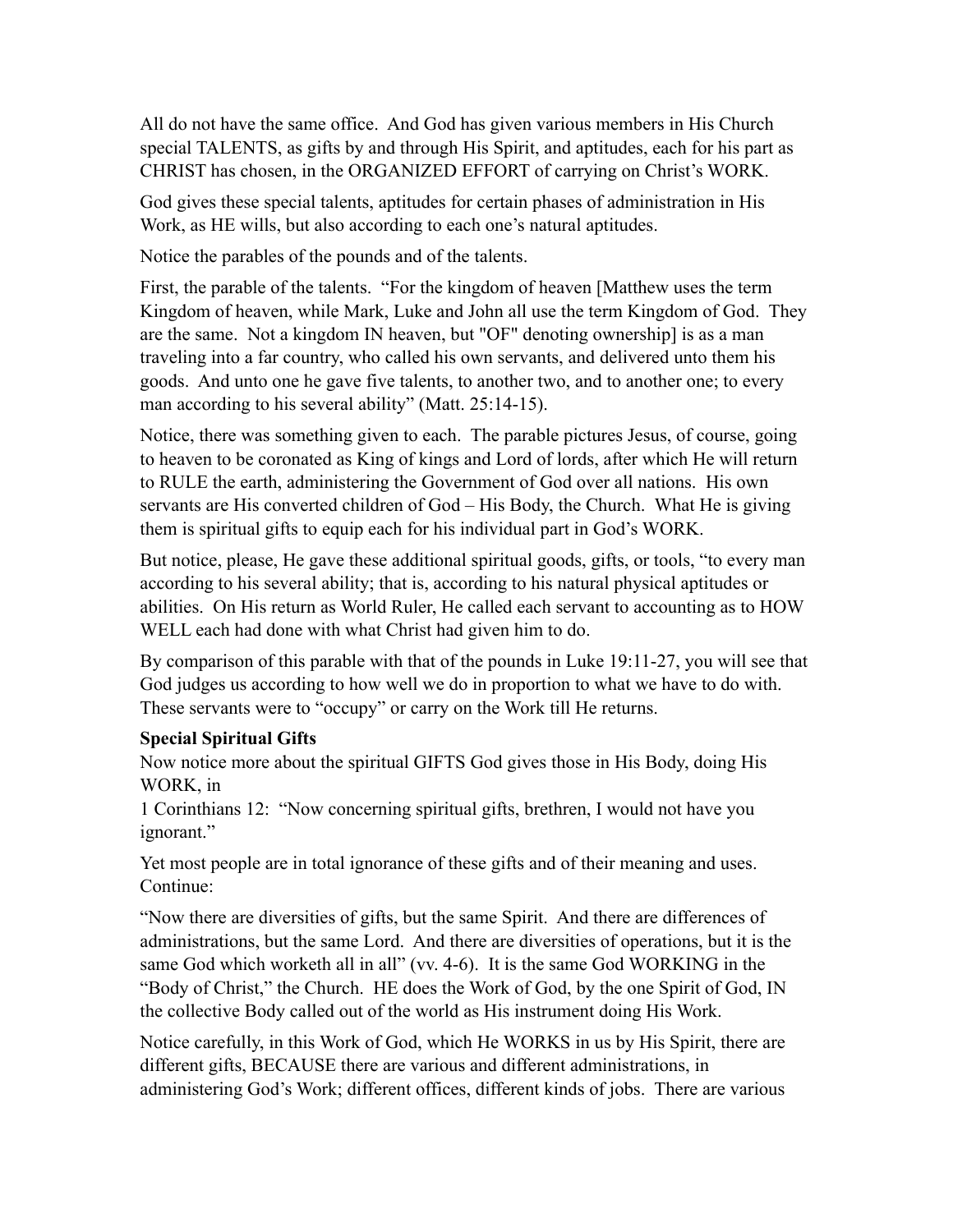All do not have the same office. And God has given various members in His Church special TALENTS, as gifts by and through His Spirit, and aptitudes, each for his part as CHRIST has chosen, in the ORGANIZED EFFORT of carrying on Christ's WORK.

God gives these special talents, aptitudes for certain phases of administration in His Work, as HE wills, but also according to each one's natural aptitudes.

Notice the parables of the pounds and of the talents.

First, the parable of the talents. "For the kingdom of heaven [Matthew uses the term Kingdom of heaven, while Mark, Luke and John all use the term Kingdom of God. They are the same. Not a kingdom IN heaven, but "OF" denoting ownership] is as a man traveling into a far country, who called his own servants, and delivered unto them his goods. And unto one he gave five talents, to another two, and to another one; to every man according to his several ability" (Matt. 25:14-15).

Notice, there was something given to each. The parable pictures Jesus, of course, going to heaven to be coronated as King of kings and Lord of lords, after which He will return to RULE the earth, administering the Government of God over all nations. His own servants are His converted children of God – His Body, the Church. What He is giving them is spiritual gifts to equip each for his individual part in God's WORK.

But notice, please, He gave these additional spiritual goods, gifts, or tools, "to every man according to his several ability; that is, according to his natural physical aptitudes or abilities. On His return as World Ruler, He called each servant to accounting as to HOW WELL each had done with what Christ had given him to do.

By comparison of this parable with that of the pounds in Luke 19:11-27, you will see that God judges us according to how well we do in proportion to what we have to do with. These servants were to "occupy" or carry on the Work till He returns.

**Special Spiritual Gifts**

Now notice more about the spiritual GIFTS God gives those in His Body, doing His WORK, in
1 Corinthians 12: "Now concerning spiritual gifts, brethren, I would not have you ignorant."

Yet most people are in total ignorance of these gifts and of their meaning and uses. Continue:

"Now there are diversities of gifts, but the same Spirit. And there are differences of administrations, but the same Lord. And there are diversities of operations, but it is the same God which worketh all in all" (vv. 4-6). It is the same God WORKING in the "Body of Christ," the Church. HE does the Work of God, by the one Spirit of God, IN the collective Body called out of the world as His instrument doing His Work.

Notice carefully, in this Work of God, which He WORKS in us by His Spirit, there are different gifts, BECAUSE there are various and different administrations, in administering God's Work; different offices, different kinds of jobs. There are various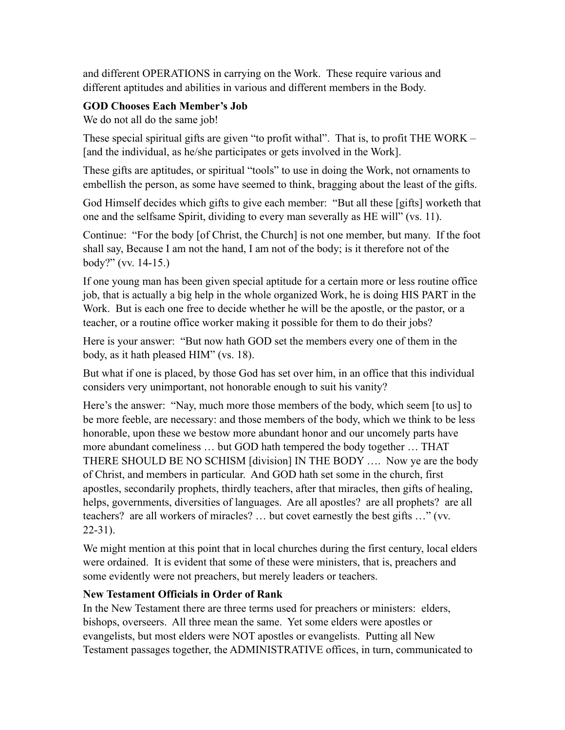and different OPERATIONS in carrying on the Work. These require various and different aptitudes and abilities in various and different members in the Body.

**GOD Chooses Each Member's Job**

We do not all do the same job!

These special spiritual gifts are given "to profit withal". That is, to profit THE WORK – [and the individual, as he/she participates or gets involved in the Work].

These gifts are aptitudes, or spiritual "tools" to use in doing the Work, not ornaments to embellish the person, as some have seemed to think, bragging about the least of the gifts.

God Himself decides which gifts to give each member: "But all these [gifts] worketh that one and the selfsame Spirit, dividing to every man severally as HE will" (vs. 11).

Continue: "For the body [of Christ, the Church] is not one member, but many. If the foot shall say, Because I am not the hand, I am not of the body; is it therefore not of the body?" (vv. 14-15.)

If one young man has been given special aptitude for a certain more or less routine office job, that is actually a big help in the whole organized Work, he is doing HIS PART in the Work. But is each one free to decide whether he will be the apostle, or the pastor, or a teacher, or a routine office worker making it possible for them to do their jobs?

Here is your answer: "But now hath GOD set the members every one of them in the body, as it hath pleased HIM" (vs. 18).

But what if one is placed, by those God has set over him, in an office that this individual considers very unimportant, not honorable enough to suit his vanity?

Here's the answer: "Nay, much more those members of the body, which seem [to us] to be more feeble, are necessary: and those members of the body, which we think to be less honorable, upon these we bestow more abundant honor and our uncomely parts have more abundant comeliness … but GOD hath tempered the body together … THAT THERE SHOULD BE NO SCHISM [division] IN THE BODY …. Now ye are the body of Christ, and members in particular. And GOD hath set some in the church, first apostles, secondarily prophets, thirdly teachers, after that miracles, then gifts of healing, helps, governments, diversities of languages. Are all apostles? are all prophets? are all teachers? are all workers of miracles? … but covet earnestly the best gifts …" (vv. 22-31).

We might mention at this point that in local churches during the first century, local elders were ordained. It is evident that some of these were ministers, that is, preachers and some evidently were not preachers, but merely leaders or teachers.

**New Testament Officials in Order of Rank**

In the New Testament there are three terms used for preachers or ministers: elders, bishops, overseers. All three mean the same. Yet some elders were apostles or evangelists, but most elders were NOT apostles or evangelists. Putting all New Testament passages together, the ADMINISTRATIVE offices, in turn, communicated to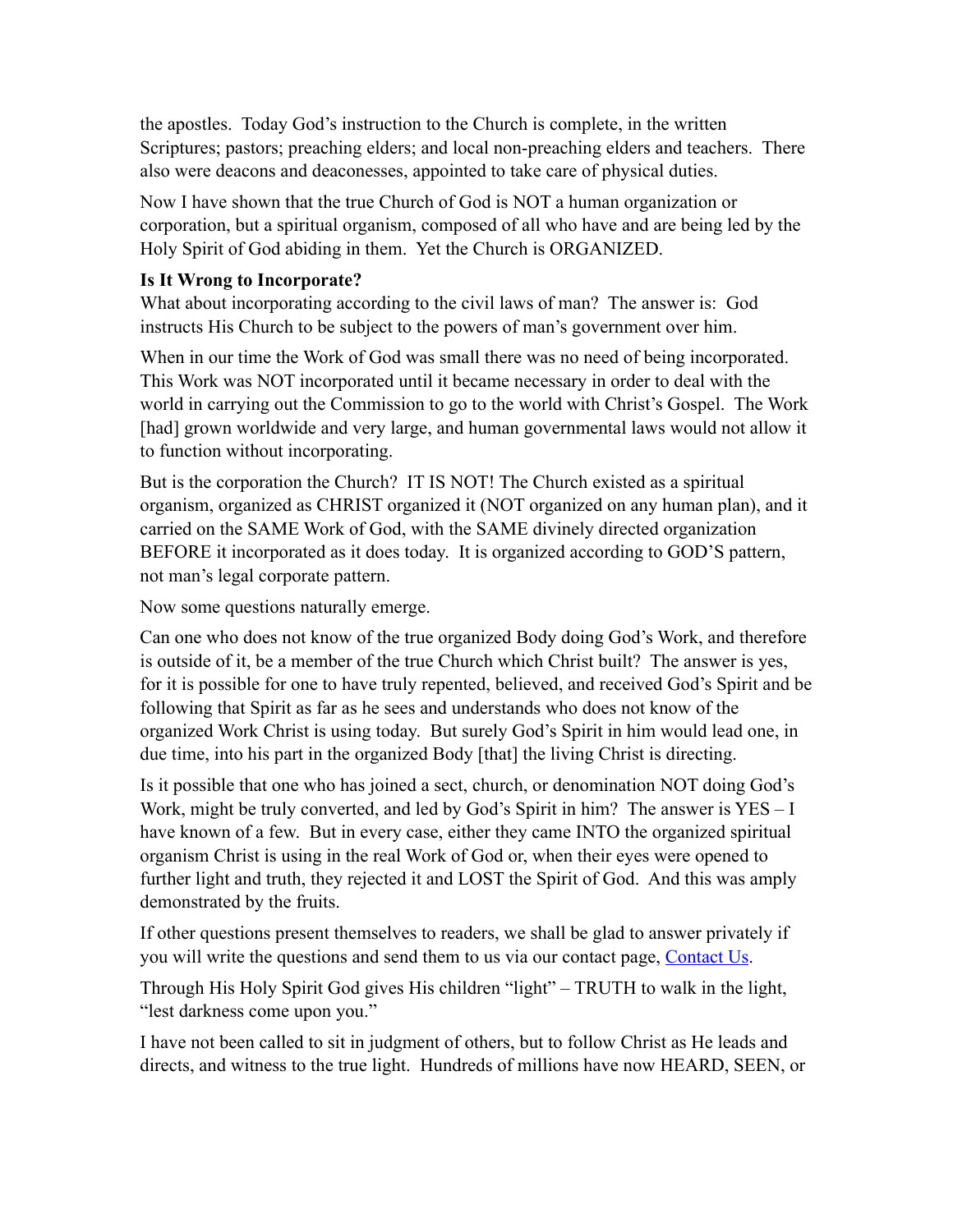the apostles.  Today God's instruction to the Church is complete, in the written Scriptures; pastors; preaching elders; and local non-preaching elders and teachers.  There also were deacons and deaconesses, appointed to take care of physical duties.

Now I have shown that the true Church of God is NOT a human organization or corporation, but a spiritual organism, composed of all who have and are being led by the Holy Spirit of God abiding in them.  Yet the Church is ORGANIZED.

**Is It Wrong to Incorporate?**

What about incorporating according to the civil laws of man?  The answer is:  God instructs His Church to be subject to the powers of man's government over him.

When in our time the Work of God was small there was no need of being incorporated.  This Work was NOT incorporated until it became necessary in order to deal with the world in carrying out the Commission to go to the world with Christ's Gospel.  The Work [had] grown worldwide and very large, and human governmental laws would not allow it to function without incorporating.

But is the corporation the Church?  IT IS NOT! The Church existed as a spiritual organism, organized as CHRIST organized it (NOT organized on any human plan), and it carried on the SAME Work of God, with the SAME divinely directed organization BEFORE it incorporated as it does today.  It is organized according to GOD'S pattern, not man's legal corporate pattern.

Now some questions naturally emerge.

Can one who does not know of the true organized Body doing God's Work, and therefore is outside of it, be a member of the true Church which Christ built?  The answer is yes, for it is possible for one to have truly repented, believed, and received God's Spirit and be following that Spirit as far as he sees and understands who does not know of the organized Work Christ is using today.  But surely God's Spirit in him would lead one, in due time, into his part in the organized Body [that] the living Christ is directing.

Is it possible that one who has joined a sect, church, or denomination NOT doing God's Work, might be truly converted, and led by God's Spirit in him?  The answer is YES – I have known of a few.  But in every case, either they came INTO the organized spiritual organism Christ is using in the real Work of God or, when their eyes were opened to further light and truth, they rejected it and LOST the Spirit of God.  And this was amply demonstrated by the fruits.

If other questions present themselves to readers, we shall be glad to answer privately if you will write the questions and send them to us via our contact page, Contact Us.

Through His Holy Spirit God gives His children "light" – TRUTH to walk in the light, "lest darkness come upon you."

I have not been called to sit in judgment of others, but to follow Christ as He leads and directs, and witness to the true light.  Hundreds of millions have now HEARD, SEEN, or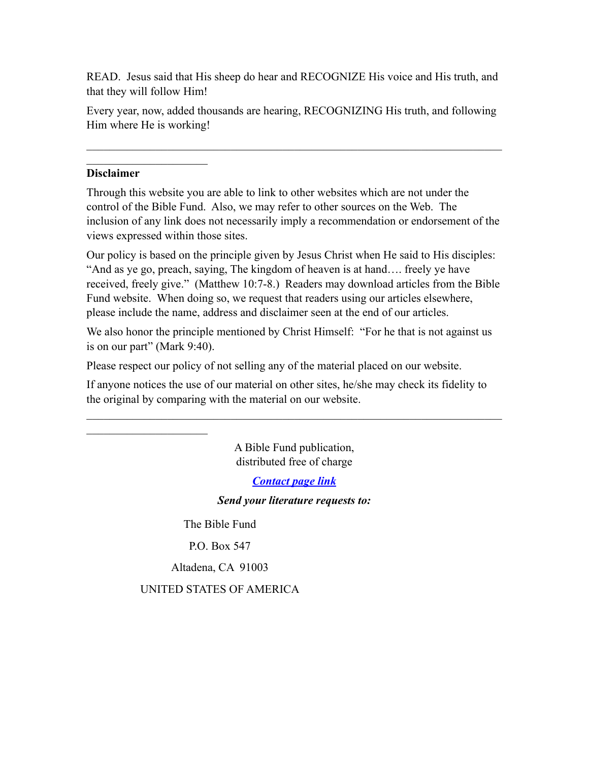READ. Jesus said that His sheep do hear and RECOGNIZE His voice and His truth, and that they will follow Him!

Every year, now, added thousands are hearing, RECOGNIZING His truth, and following Him where He is working!

---

**Disclaimer**

Through this website you are able to link to other websites which are not under the control of the Bible Fund. Also, we may refer to other sources on the Web. The inclusion of any link does not necessarily imply a recommendation or endorsement of the views expressed within those sites.

Our policy is based on the principle given by Jesus Christ when He said to His disciples: "And as ye go, preach, saying, The kingdom of heaven is at hand…. freely ye have received, freely give." (Matthew 10:7-8.) Readers may download articles from the Bible Fund website. When doing so, we request that readers using our articles elsewhere, please include the name, address and disclaimer seen at the end of our articles.

We also honor the principle mentioned by Christ Himself: "For he that is not against us is on our part" (Mark 9:40).

Please respect our policy of not selling any of the material placed on our website.

If anyone notices the use of our material on other sites, he/she may check its fidelity to the original by comparing with the material on our website.

---

A Bible Fund publication,
distributed free of charge

***Contact page link***

***Send your literature requests to:***

The Bible Fund

P.O. Box 547

Altadena, CA 91003

UNITED STATES OF AMERICA